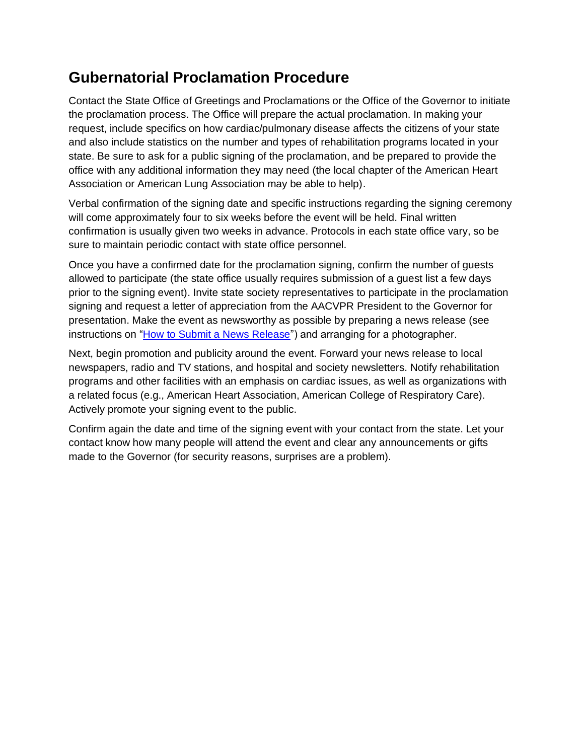## Gubernatorial Proclamation Procedure

Contact the State Office of Greetings and Proclamations or the Office of the Governor to initiate the proclamation process. The Office will prepare the actual proclamation. In making your request, include specifics on how cardiac/pulmonary disease affects the citizens of your state and also include statistics on the number and types of rehabilitation programs located in your state. Be sure to ask for a public signing of the proclamation, and be prepared to provide the office with any additional information they may need (the local chapter of the American Heart Association or American Lung Association may be able to help).

Verbal confirmation of the signing date and specific instructions regarding the signing ceremony will come approximately four to six weeks before the event will be held. Final written confirmation is usually given two weeks in advance. Protocols in each state office vary, so be sure to maintain periodic contact with state office personnel.

Once you have a confirmed date for the proclamation signing, confirm the number of guests allowed to participate (the state office usually requires submission of a guest list a few days prior to the signing event). Invite state society representatives to participate in the proclamation signing and request a letter of appreciation from the AACVPR President to the Governor for presentation. Make the event as newsworthy as possible by preparing a news release (see instructions on "How to Submit a News Release") and arranging for a photographer.

Next, begin promotion and publicity around the event. Forward your news release to local newspapers, radio and TV stations, and hospital and society newsletters. Notify rehabilitation programs and other facilities with an emphasis on cardiac issues, as well as organizations with a related focus (e.g., American Heart Association, American College of Respiratory Care). Actively promote your signing event to the public.

Confirm again the date and time of the signing event with your contact from the state. Let your contact know how many people will attend the event and clear any announcements or gifts made to the Governor (for security reasons, surprises are a problem).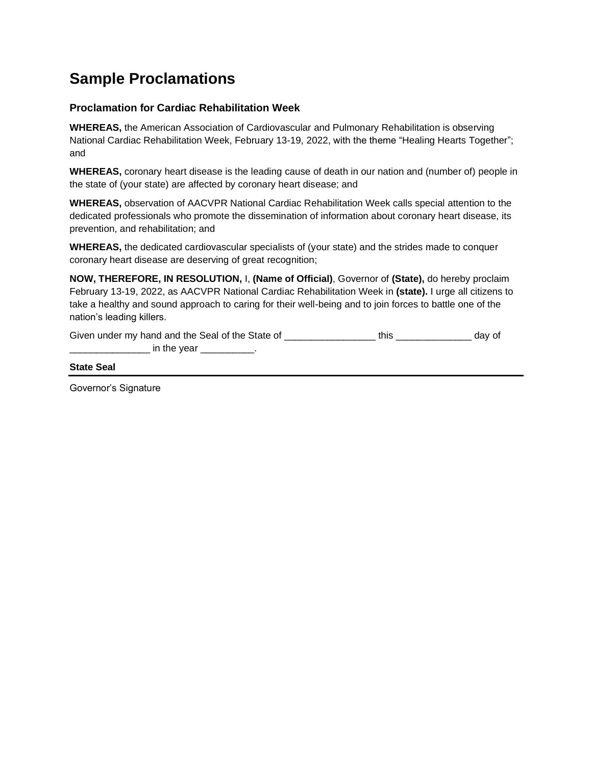# Sample Proclamations

### Proclamation for Cardiac Rehabilitation Week

**WHEREAS,** the American Association of Cardiovascular and Pulmonary Rehabilitation is observing National Cardiac Rehabilitation Week, February 13-19, 2022, with the theme "Healing Hearts Together"; and

**WHEREAS,** coronary heart disease is the leading cause of death in our nation and (number of) people in the state of (your state) are affected by coronary heart disease; and

**WHEREAS,** observation of AACVPR National Cardiac Rehabilitation Week calls special attention to the dedicated professionals who promote the dissemination of information about coronary heart disease, its prevention, and rehabilitation; and

**WHEREAS,** the dedicated cardiovascular specialists of (your state) and the strides made to conquer coronary heart disease are deserving of great recognition;

**NOW, THEREFORE, IN RESOLUTION,** I, **(Name of Official)**, Governor of **(State),** do hereby proclaim February 13-19, 2022, as AACVPR National Cardiac Rehabilitation Week in **(state).** I urge all citizens to take a healthy and sound approach to caring for their well-being and to join forces to battle one of the nation's leading killers.

Given under my hand and the Seal of the State of _________________ this ______________ day of _______________ in the year __________.

**State Seal**

---

Governor's Signature